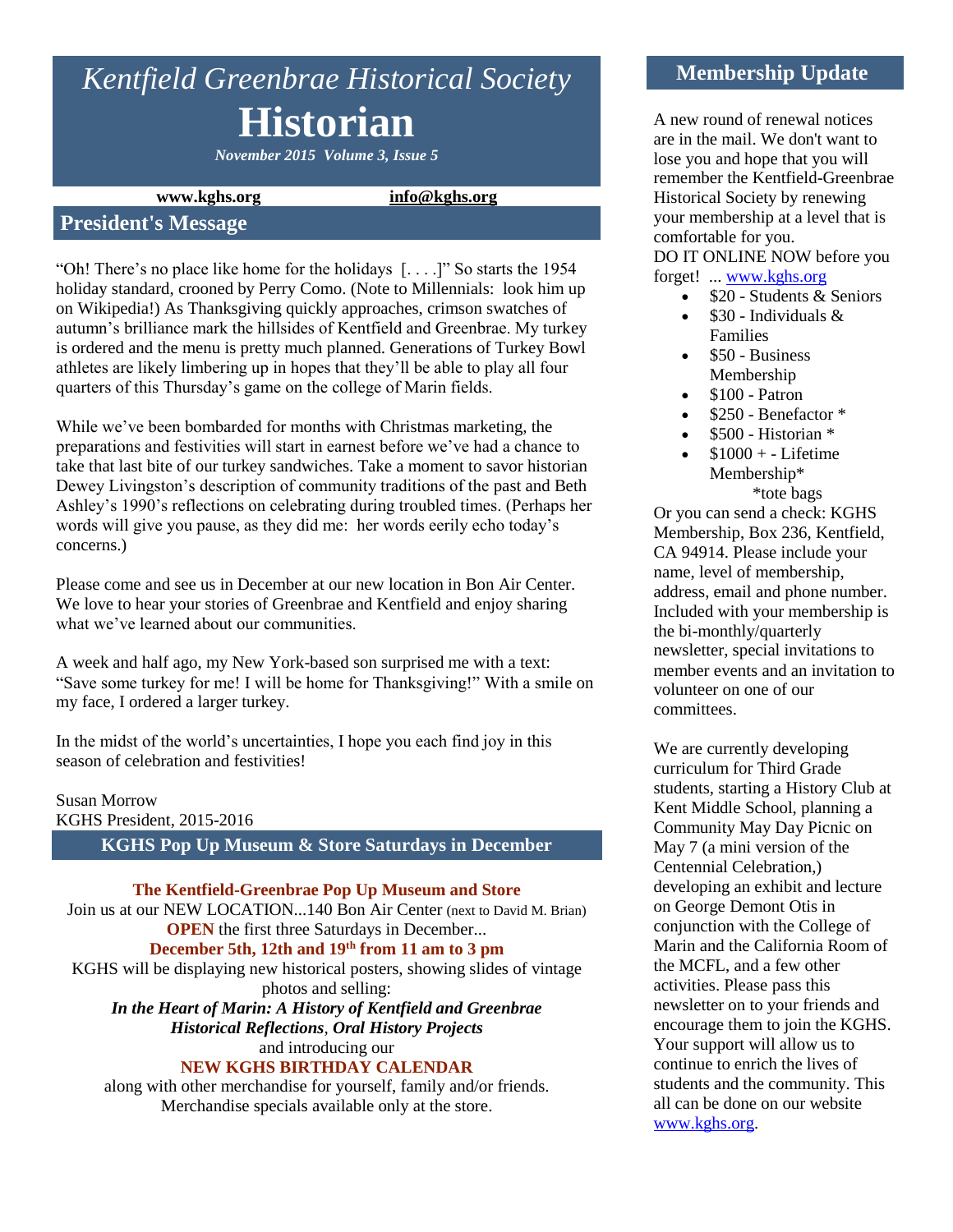# *Kentfield Greenbrae Historical Society*

# Historian

***November 2015 Volume 3, Issue 5***

**www.kghs.org** **info@kghs.org**

## President's Message

"Oh! There's no place like home for the holidays [. . . .]" So starts the 1954 holiday standard, crooned by Perry Como. (Note to Millennials: look him up on Wikipedia!) As Thanksgiving quickly approaches, crimson swatches of autumn's brilliance mark the hillsides of Kentfield and Greenbrae. My turkey is ordered and the menu is pretty much planned. Generations of Turkey Bowl athletes are likely limbering up in hopes that they'll be able to play all four quarters of this Thursday's game on the college of Marin fields.

While we've been bombarded for months with Christmas marketing, the preparations and festivities will start in earnest before we've had a chance to take that last bite of our turkey sandwiches. Take a moment to savor historian Dewey Livingston's description of community traditions of the past and Beth Ashley's 1990's reflections on celebrating during troubled times. (Perhaps her words will give you pause, as they did me: her words eerily echo today's concerns.)

Please come and see us in December at our new location in Bon Air Center. We love to hear your stories of Greenbrae and Kentfield and enjoy sharing what we've learned about our communities.

A week and half ago, my New York-based son surprised me with a text: "Save some turkey for me! I will be home for Thanksgiving!" With a smile on my face, I ordered a larger turkey.

In the midst of the world's uncertainties, I hope you each find joy in this season of celebration and festivities!

Susan Morrow
KGHS President, 2015-2016

## KGHS Pop Up Museum & Store Saturdays in December

**The Kentfield-Greenbrae Pop Up Museum and Store**

Join us at our NEW LOCATION...140 Bon Air Center (next to David M. Brian)

**OPEN** the first three Saturdays in December...

**December 5th, 12th and 19th from 11 am to 3 pm**

KGHS will be displaying new historical posters, showing slides of vintage photos and selling:

***In the Heart of Marin: A History of Kentfield and Greenbrae***
***Historical Reflections***, ***Oral History Projects***
and introducing our
**NEW KGHS BIRTHDAY CALENDAR**
along with other merchandise for yourself, family and/or friends.
Merchandise specials available only at the store.

## Membership Update

A new round of renewal notices are in the mail. We don't want to lose you and hope that you will remember the Kentfield-Greenbrae Historical Society by renewing your membership at a level that is comfortable for you.
DO IT ONLINE NOW before you forget! ... www.kghs.org

- $20 - Students & Seniors
- $30 - Individuals & Families
- $50 - Business Membership
- $100 - Patron
- $250 - Benefactor *
- $500 - Historian *
- $1000 + - Lifetime Membership*

*tote bags

Or you can send a check: KGHS Membership, Box 236, Kentfield, CA 94914. Please include your name, level of membership, address, email and phone number. Included with your membership is the bi-monthly/quarterly newsletter, special invitations to member events and an invitation to volunteer on one of our committees.

We are currently developing curriculum for Third Grade students, starting a History Club at Kent Middle School, planning a Community May Day Picnic on May 7 (a mini version of the Centennial Celebration,) developing an exhibit and lecture on George Demont Otis in conjunction with the College of Marin and the California Room of the MCFL, and a few other activities. Please pass this newsletter on to your friends and encourage them to join the KGHS. Your support will allow us to continue to enrich the lives of students and the community. This all can be done on our website www.kghs.org.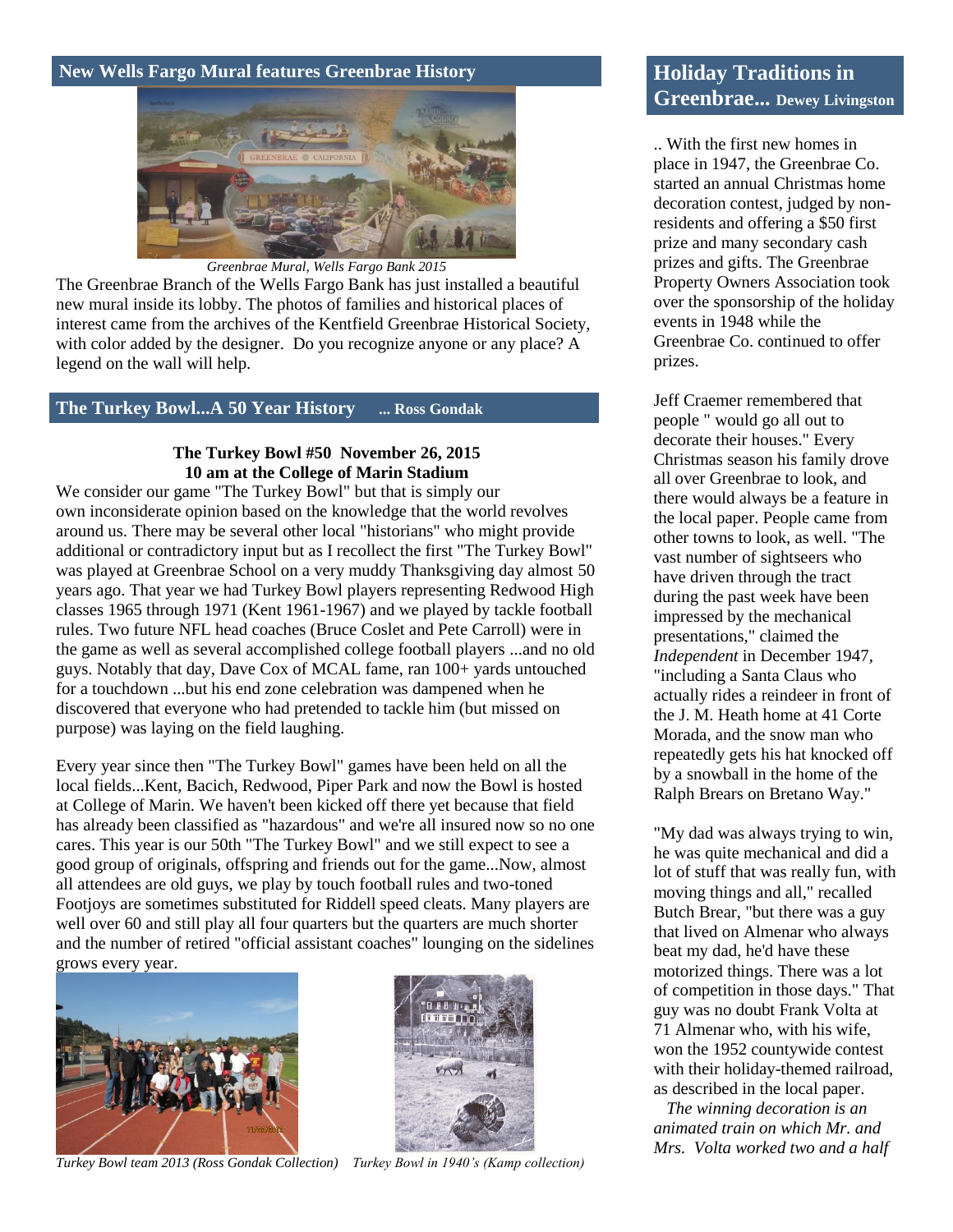## New Wells Fargo Mural features Greenbrae History

*Greenbrae Mural, Wells Fargo Bank 2015*

The Greenbrae Branch of the Wells Fargo Bank has just installed a beautiful new mural inside its lobby. The photos of families and historical places of interest came from the archives of the Kentfield Greenbrae Historical Society, with color added by the designer. Do you recognize anyone or any place? A legend on the wall will help.

## The Turkey Bowl...A 50 Year History ... Ross Gondak

**The Turkey Bowl #50 November 26, 2015**
**10 am at the College of Marin Stadium**

We consider our game "The Turkey Bowl" but that is simply our own inconsiderate opinion based on the knowledge that the world revolves around us. There may be several other local "historians" who might provide additional or contradictory input but as I recollect the first "The Turkey Bowl" was played at Greenbrae School on a very muddy Thanksgiving day almost 50 years ago. That year we had Turkey Bowl players representing Redwood High classes 1965 through 1971 (Kent 1961-1967) and we played by tackle football rules. Two future NFL head coaches (Bruce Coslet and Pete Carroll) were in the game as well as several accomplished college football players ...and no old guys. Notably that day, Dave Cox of MCAL fame, ran 100+ yards untouched for a touchdown ...but his end zone celebration was dampened when he discovered that everyone who had pretended to tackle him (but missed on purpose) was laying on the field laughing.

Every year since then "The Turkey Bowl" games have been held on all the local fields...Kent, Bacich, Redwood, Piper Park and now the Bowl is hosted at College of Marin. We haven't been kicked off there yet because that field has already been classified as "hazardous" and we're all insured now so no one cares. This year is our 50th "The Turkey Bowl" and we still expect to see a good group of originals, offspring and friends out for the game...Now, almost all attendees are old guys, we play by touch football rules and two-toned Footjoys are sometimes substituted for Riddell speed cleats. Many players are well over 60 and still play all four quarters but the quarters are much shorter and the number of retired "official assistant coaches" lounging on the sidelines grows every year.

*Turkey Bowl team 2013 (Ross Gondak Collection)*

*Turkey Bowl in 1940's (Kamp collection)*

## Holiday Traditions in Greenbrae... Dewey Livingston

.. With the first new homes in place in 1947, the Greenbrae Co. started an annual Christmas home decoration contest, judged by non-residents and offering a $50 first prize and many secondary cash prizes and gifts. The Greenbrae Property Owners Association took over the sponsorship of the holiday events in 1948 while the Greenbrae Co. continued to offer prizes.

Jeff Craemer remembered that people " would go all out to decorate their houses." Every Christmas season his family drove all over Greenbrae to look, and there would always be a feature in the local paper. People came from other towns to look, as well. "The vast number of sightseers who have driven through the tract during the past week have been impressed by the mechanical presentations," claimed the *Independent* in December 1947, "including a Santa Claus who actually rides a reindeer in front of the J. M. Heath home at 41 Corte Morada, and the snow man who repeatedly gets his hat knocked off by a snowball in the home of the Ralph Brears on Bretano Way."

"My dad was always trying to win, he was quite mechanical and did a lot of stuff that was really fun, with moving things and all," recalled Butch Brear, "but there was a guy that lived on Almenar who always beat my dad, he'd have these motorized things. There was a lot of competition in those days." That guy was no doubt Frank Volta at 71 Almenar who, with his wife, won the 1952 countywide contest with their holiday-themed railroad, as described in the local paper.

*The winning decoration is an animated train on which Mr. and Mrs. Volta worked two and a half*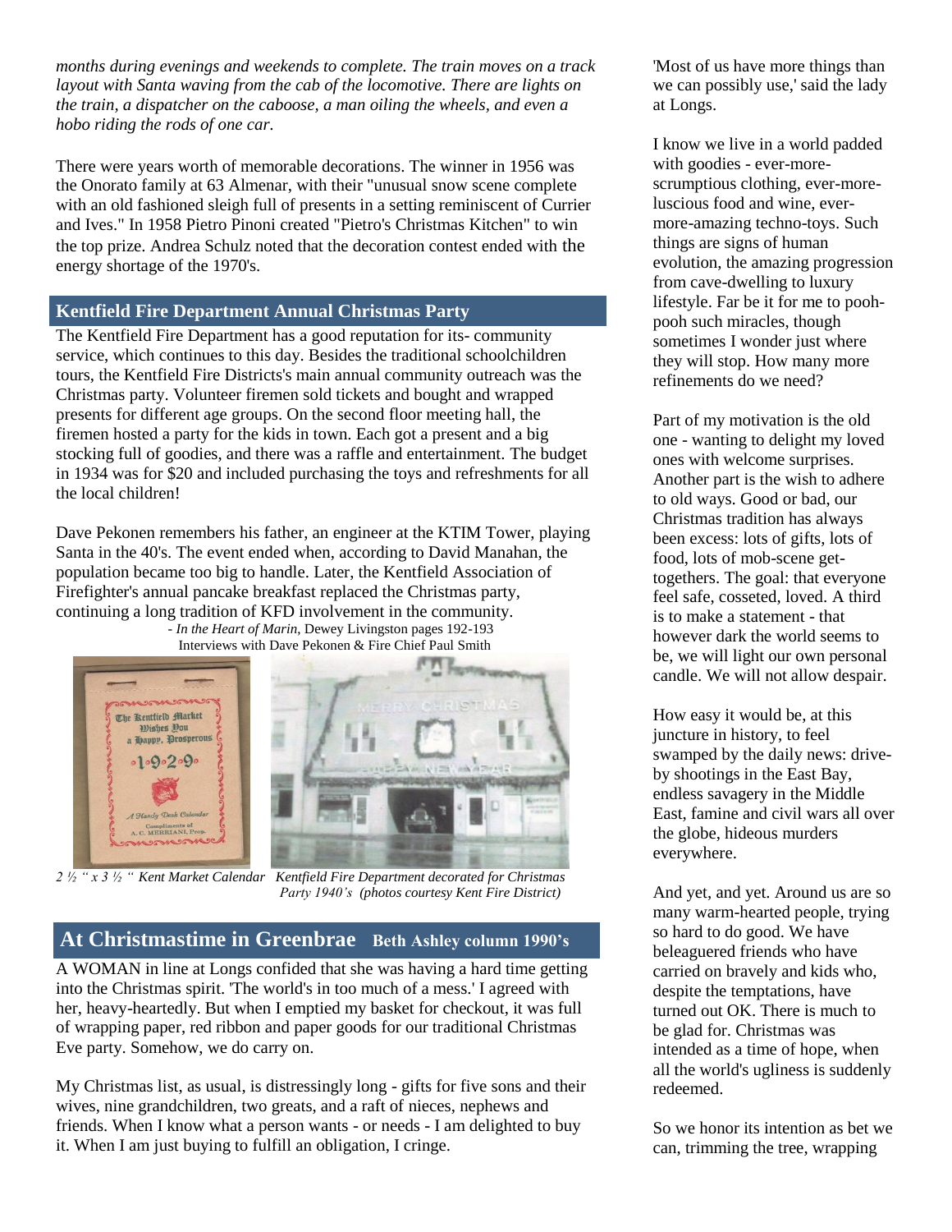*months during evenings and weekends to complete. The train moves on a track layout with Santa waving from the cab of the locomotive. There are lights on the train, a dispatcher on the caboose, a man oiling the wheels, and even a hobo riding the rods of one car.*

There were years worth of memorable decorations. The winner in 1956 was the Onorato family at 63 Almenar, with their "unusual snow scene complete with an old fashioned sleigh full of presents in a setting reminiscent of Currier and Ives." In 1958 Pietro Pinoni created "Pietro's Christmas Kitchen" to win the top prize. Andrea Schulz noted that the decoration contest ended with the energy shortage of the 1970's.

## Kentfield Fire Department Annual Christmas Party

The Kentfield Fire Department has a good reputation for its- community service, which continues to this day. Besides the traditional schoolchildren tours, the Kentfield Fire Districts's main annual community outreach was the Christmas party. Volunteer firemen sold tickets and bought and wrapped presents for different age groups. On the second floor meeting hall, the firemen hosted a party for the kids in town. Each got a present and a big stocking full of goodies, and there was a raffle and entertainment. The budget in 1934 was for $20 and included purchasing the toys and refreshments for all the local children!

Dave Pekonen remembers his father, an engineer at the KTIM Tower, playing Santa in the 40's. The event ended when, according to David Manahan, the population became too big to handle. Later, the Kentfield Association of Firefighter's annual pancake breakfast replaced the Christmas party, continuing a long tradition of KFD involvement in the community.

- *In the Heart of Marin*, Dewey Livingston pages 192-193
Interviews with Dave Pekonen & Fire Chief Paul Smith

The Kentfield Market Wishes You a Happy, Prosperous 1929 A Handy Desk Calendar Compliments of A. C. MERRIANI, Prop.

MERRY CHRISTMAS HAPPY NEW YEAR

*2 ½ " x 3 ½ " Kent Market Calendar*  *Kentfield Fire Department decorated for Christmas Party 1940's (photos courtesy Kent Fire District)*

## At Christmastime in Greenbrae **Beth Ashley column 1990's**

A WOMAN in line at Longs confided that she was having a hard time getting into the Christmas spirit. 'The world's in too much of a mess.' I agreed with her, heavy-heartedly. But when I emptied my basket for checkout, it was full of wrapping paper, red ribbon and paper goods for our traditional Christmas Eve party. Somehow, we do carry on.

My Christmas list, as usual, is distressingly long - gifts for five sons and their wives, nine grandchildren, two greats, and a raft of nieces, nephews and friends. When I know what a person wants - or needs - I am delighted to buy it. When I am just buying to fulfill an obligation, I cringe.

'Most of us have more things than we can possibly use,' said the lady at Longs.

I know we live in a world padded with goodies - ever-more-scrumptious clothing, ever-more-luscious food and wine, ever-more-amazing techno-toys. Such things are signs of human evolution, the amazing progression from cave-dwelling to luxury lifestyle. Far be it for me to pooh-pooh such miracles, though sometimes I wonder just where they will stop. How many more refinements do we need?

Part of my motivation is the old one - wanting to delight my loved ones with welcome surprises. Another part is the wish to adhere to old ways. Good or bad, our Christmas tradition has always been excess: lots of gifts, lots of food, lots of mob-scene get-togethers. The goal: that everyone feel safe, cosseted, loved. A third is to make a statement - that however dark the world seems to be, we will light our own personal candle. We will not allow despair.

How easy it would be, at this juncture in history, to feel swamped by the daily news: drive-by shootings in the East Bay, endless savagery in the Middle East, famine and civil wars all over the globe, hideous murders everywhere.

And yet, and yet. Around us are so many warm-hearted people, trying so hard to do good. We have beleaguered friends who have carried on bravely and kids who, despite the temptations, have turned out OK. There is much to be glad for. Christmas was intended as a time of hope, when all the world's ugliness is suddenly redeemed.

So we honor its intention as bet we can, trimming the tree, wrapping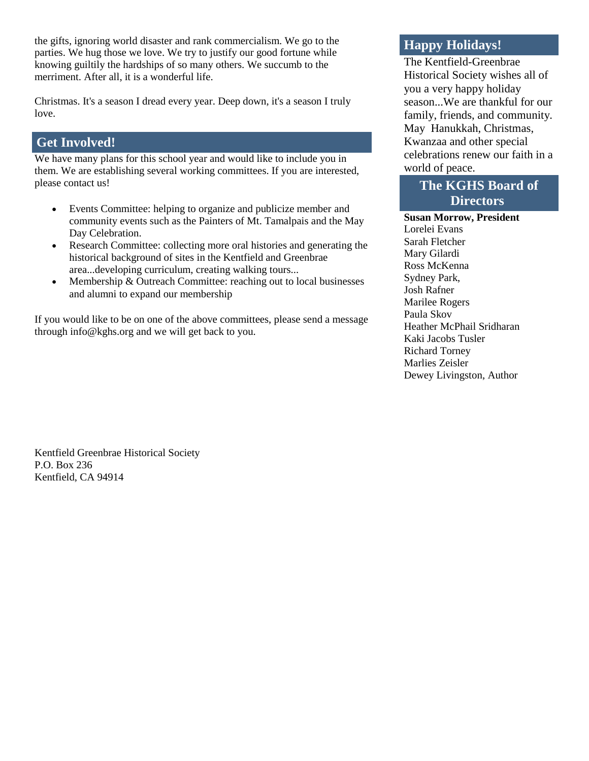the gifts, ignoring world disaster and rank commercialism. We go to the parties. We hug those we love. We try to justify our good fortune while knowing guiltily the hardships of so many others. We succumb to the merriment. After all, it is a wonderful life.

Christmas. It's a season I dread every year. Deep down, it's a season I truly love.

## Get Involved!

We have many plans for this school year and would like to include you in them. We are establishing several working committees. If you are interested, please contact us!

- Events Committee: helping to organize and publicize member and community events such as the Painters of Mt. Tamalpais and the May Day Celebration.
- Research Committee: collecting more oral histories and generating the historical background of sites in the Kentfield and Greenbrae area...developing curriculum, creating walking tours...
- Membership & Outreach Committee: reaching out to local businesses and alumni to expand our membership

If you would like to be on one of the above committees, please send a message through info@kghs.org and we will get back to you.

Kentfield Greenbrae Historical Society
P.O. Box 236
Kentfield, CA 94914

## Happy Holidays!

The Kentfield-Greenbrae Historical Society wishes all of you a very happy holiday season...We are thankful for our family, friends, and community. May Hanukkah, Christmas, Kwanzaa and other special celebrations renew our faith in a world of peace.

## The KGHS Board of Directors

**Susan Morrow, President**
Lorelei Evans
Sarah Fletcher
Mary Gilardi
Ross McKenna
Sydney Park,
Josh Rafner
Marilee Rogers
Paula Skov
Heather McPhail Sridharan
Kaki Jacobs Tusler
Richard Torney
Marlies Zeisler
Dewey Livingston, Author